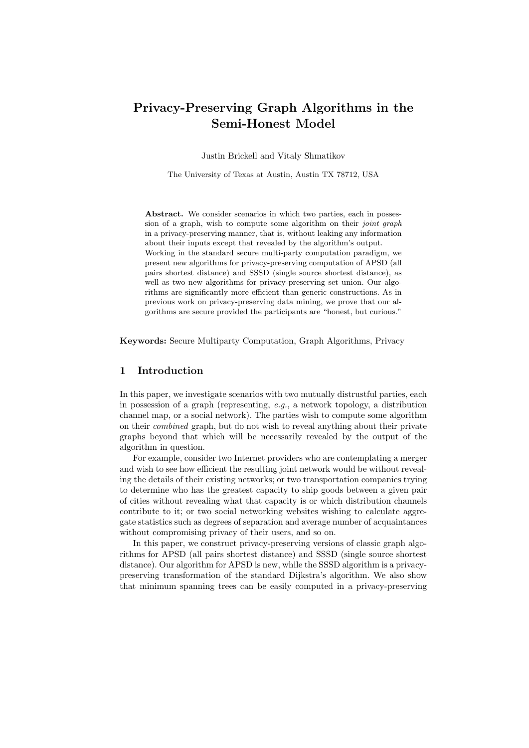# Privacy-Preserving Graph Algorithms in the Semi-Honest Model

Justin Brickell and Vitaly Shmatikov

The University of Texas at Austin, Austin TX 78712, USA

**Abstract.** We consider scenarios in which two parties, each in possession of a graph, wish to compute some algorithm on their *joint graph* in a privacy-preserving manner, that is, without leaking any information about their inputs except that revealed by the algorithm's output. Working in the standard secure multi-party computation paradigm, we present new algorithms for privacy-preserving computation of APSD (all pairs shortest distance) and SSSD (single source shortest distance), as well as two new algorithms for privacy-preserving set union. Our algorithms are significantly more efficient than generic constructions. As in previous work on privacy-preserving data mining, we prove that our algorithms are secure provided the participants are "honest, but curious."

**Keywords:** Secure Multiparty Computation, Graph Algorithms, Privacy

## 1 Introduction

In this paper, we investigate scenarios with two mutually distrustful parties, each in possession of a graph (representing, *e.g.*, a network topology, a distribution channel map, or a social network). The parties wish to compute some algorithm on their *combined* graph, but do not wish to reveal anything about their private graphs beyond that which will be necessarily revealed by the output of the algorithm in question.

For example, consider two Internet providers who are contemplating a merger and wish to see how efficient the resulting joint network would be without revealing the details of their existing networks; or two transportation companies trying to determine who has the greatest capacity to ship goods between a given pair of cities without revealing what that capacity is or which distribution channels contribute to it; or two social networking websites wishing to calculate aggregate statistics such as degrees of separation and average number of acquaintances without compromising privacy of their users, and so on.

In this paper, we construct privacy-preserving versions of classic graph algorithms for APSD (all pairs shortest distance) and SSSD (single source shortest distance). Our algorithm for APSD is new, while the SSSD algorithm is a privacy-preserving transformation of the standard Dijkstra's algorithm. We also show that minimum spanning trees can be easily computed in a privacy-preserving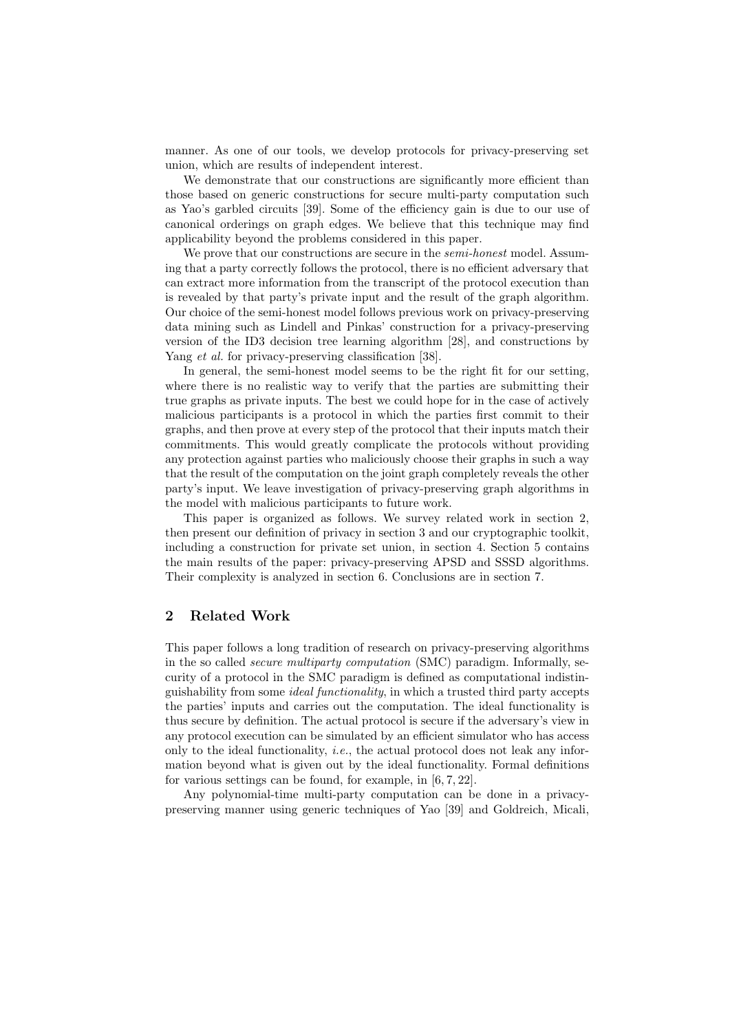manner. As one of our tools, we develop protocols for privacy-preserving set union, which are results of independent interest.

We demonstrate that our constructions are significantly more efficient than those based on generic constructions for secure multi-party computation such as Yao's garbled circuits [39]. Some of the efficiency gain is due to our use of canonical orderings on graph edges. We believe that this technique may find applicability beyond the problems considered in this paper.

We prove that our constructions are secure in the *semi-honest* model. Assuming that a party correctly follows the protocol, there is no efficient adversary that can extract more information from the transcript of the protocol execution than is revealed by that party's private input and the result of the graph algorithm. Our choice of the semi-honest model follows previous work on privacy-preserving data mining such as Lindell and Pinkas' construction for a privacy-preserving version of the ID3 decision tree learning algorithm [28], and constructions by Yang *et al.* for privacy-preserving classification [38].

In general, the semi-honest model seems to be the right fit for our setting, where there is no realistic way to verify that the parties are submitting their true graphs as private inputs. The best we could hope for in the case of actively malicious participants is a protocol in which the parties first commit to their graphs, and then prove at every step of the protocol that their inputs match their commitments. This would greatly complicate the protocols without providing any protection against parties who maliciously choose their graphs in such a way that the result of the computation on the joint graph completely reveals the other party's input. We leave investigation of privacy-preserving graph algorithms in the model with malicious participants to future work.

This paper is organized as follows. We survey related work in section 2, then present our definition of privacy in section 3 and our cryptographic toolkit, including a construction for private set union, in section 4. Section 5 contains the main results of the paper: privacy-preserving APSD and SSSD algorithms. Their complexity is analyzed in section 6. Conclusions are in section 7.

## 2 Related Work

This paper follows a long tradition of research on privacy-preserving algorithms in the so called *secure multiparty computation* (SMC) paradigm. Informally, security of a protocol in the SMC paradigm is defined as computational indistinguishability from some *ideal functionality*, in which a trusted third party accepts the parties' inputs and carries out the computation. The ideal functionality is thus secure by definition. The actual protocol is secure if the adversary's view in any protocol execution can be simulated by an efficient simulator who has access only to the ideal functionality, *i.e.*, the actual protocol does not leak any information beyond what is given out by the ideal functionality. Formal definitions for various settings can be found, for example, in [6, 7, 22].

Any polynomial-time multi-party computation can be done in a privacy-preserving manner using generic techniques of Yao [39] and Goldreich, Micali,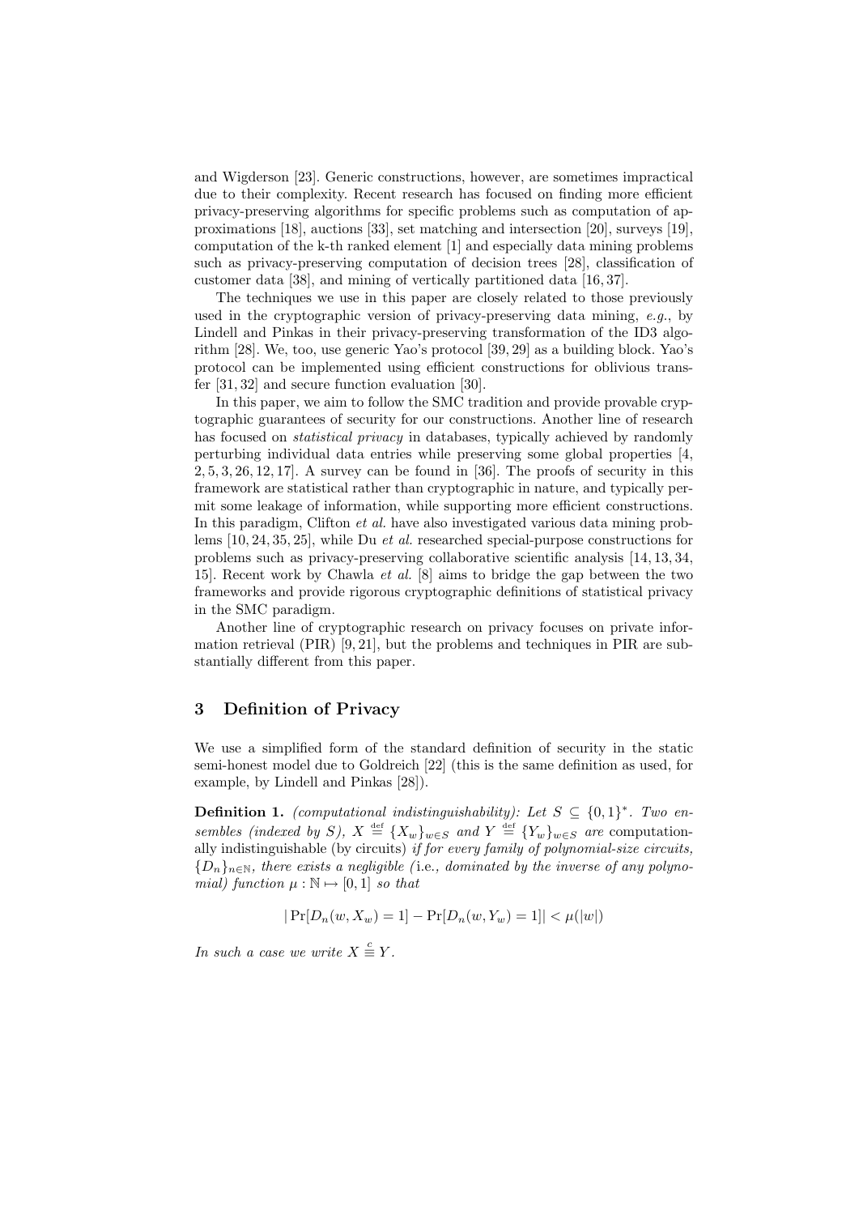and Wigderson [23]. Generic constructions, however, are sometimes impractical due to their complexity. Recent research has focused on finding more efficient privacy-preserving algorithms for specific problems such as computation of approximations [18], auctions [33], set matching and intersection [20], surveys [19], computation of the k-th ranked element [1] and especially data mining problems such as privacy-preserving computation of decision trees [28], classification of customer data [38], and mining of vertically partitioned data [16, 37].

The techniques we use in this paper are closely related to those previously used in the cryptographic version of privacy-preserving data mining, *e.g.*, by Lindell and Pinkas in their privacy-preserving transformation of the ID3 algorithm [28]. We, too, use generic Yao's protocol [39, 29] as a building block. Yao's protocol can be implemented using efficient constructions for oblivious transfer [31, 32] and secure function evaluation [30].

In this paper, we aim to follow the SMC tradition and provide provable cryptographic guarantees of security for our constructions. Another line of research has focused on *statistical privacy* in databases, typically achieved by randomly perturbing individual data entries while preserving some global properties [4, 2, 5, 3, 26, 12, 17]. A survey can be found in [36]. The proofs of security in this framework are statistical rather than cryptographic in nature, and typically permit some leakage of information, while supporting more efficient constructions. In this paradigm, Clifton *et al.* have also investigated various data mining problems [10, 24, 35, 25], while Du *et al.* researched special-purpose constructions for problems such as privacy-preserving collaborative scientific analysis [14, 13, 34, 15]. Recent work by Chawla *et al.* [8] aims to bridge the gap between the two frameworks and provide rigorous cryptographic definitions of statistical privacy in the SMC paradigm.

Another line of cryptographic research on privacy focuses on private information retrieval (PIR) [9, 21], but the problems and techniques in PIR are substantially different from this paper.

## 3 Definition of Privacy

We use a simplified form of the standard definition of security in the static semi-honest model due to Goldreich [22] (this is the same definition as used, for example, by Lindell and Pinkas [28]).

**Definition 1.** *(computational indistinguishability): Let $S \subseteq \{0,1\}^*$. Two ensembles (indexed by $S$), $X \stackrel{\text{def}}{=} \{X_w\}_{w \in S}$ and $Y \stackrel{\text{def}}{=} \{Y_w\}_{w \in S}$ are* computationally indistinguishable (by circuits) *if for every family of polynomial-size circuits, $\{D_n\}_{n \in \mathbb{N}}$, there exists a negligible (*i.e.*, dominated by the inverse of any polynomial) function $\mu : \mathbb{N} \mapsto [0,1]$ so that*

$$|\Pr[D_n(w, X_w) = 1] - \Pr[D_n(w, Y_w) = 1]| < \mu(|w|)$$

*In such a case we write $X \stackrel{c}{\equiv} Y$.*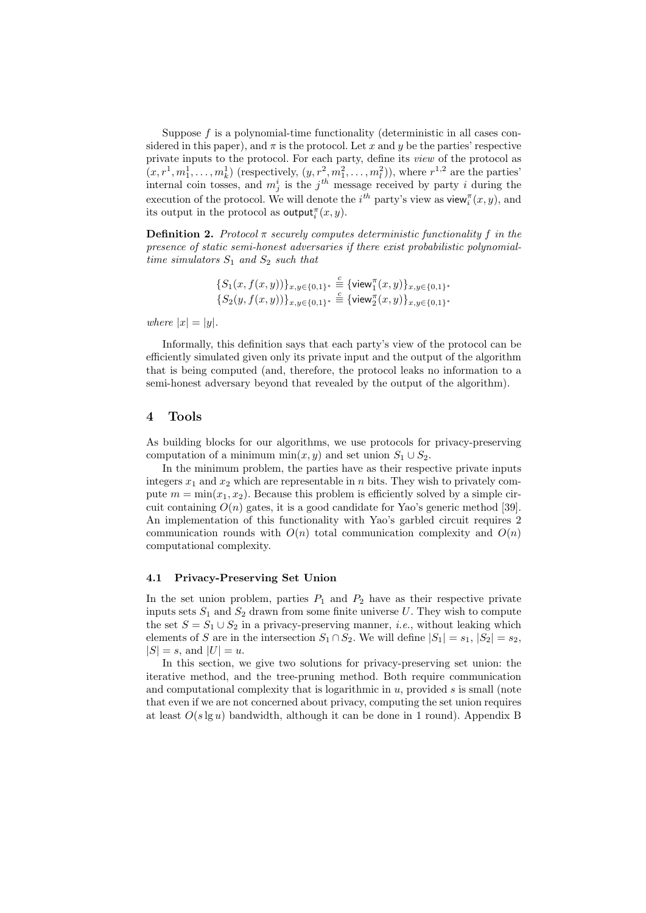Suppose $f$ is a polynomial-time functionality (deterministic in all cases considered in this paper), and $\pi$ is the protocol. Let $x$ and $y$ be the parties' respective private inputs to the protocol. For each party, define its *view* of the protocol as $(x, r^1, m_1^1, \ldots, m_k^1)$ (respectively, $(y, r^2, m_1^2, \ldots, m_l^2)$), where $r^{1,2}$ are the parties' internal coin tosses, and $m_j^i$ is the $j^{th}$ message received by party $i$ during the execution of the protocol. We will denote the $i^{th}$ party's view as $\mathsf{view}_i^\pi(x, y)$, and its output in the protocol as $\mathsf{output}_i^\pi(x, y)$.

**Definition 2.** *Protocol $\pi$ securely computes deterministic functionality $f$ in the presence of static semi-honest adversaries if there exist probabilistic polynomial-time simulators $S_1$ and $S_2$ such that*

$$\{S_1(x, f(x, y))\}_{x,y \in \{0,1\}^*} \stackrel{c}{\equiv} \{\mathsf{view}_1^\pi(x, y)\}_{x,y \in \{0,1\}^*}$$
$$\{S_2(y, f(x, y))\}_{x,y \in \{0,1\}^*} \stackrel{c}{\equiv} \{\mathsf{view}_2^\pi(x, y)\}_{x,y \in \{0,1\}^*}$$

*where $|x| = |y|$.*

Informally, this definition says that each party's view of the protocol can be efficiently simulated given only its private input and the output of the algorithm that is being computed (and, therefore, the protocol leaks no information to a semi-honest adversary beyond that revealed by the output of the algorithm).

## 4 Tools

As building blocks for our algorithms, we use protocols for privacy-preserving computation of a minimum $\min(x, y)$ and set union $S_1 \cup S_2$.

In the minimum problem, the parties have as their respective private inputs integers $x_1$ and $x_2$ which are representable in $n$ bits. They wish to privately compute $m = \min(x_1, x_2)$. Because this problem is efficiently solved by a simple circuit containing $O(n)$ gates, it is a good candidate for Yao's generic method [39]. An implementation of this functionality with Yao's garbled circuit requires 2 communication rounds with $O(n)$ total communication complexity and $O(n)$ computational complexity.

### 4.1 Privacy-Preserving Set Union

In the set union problem, parties $P_1$ and $P_2$ have as their respective private inputs sets $S_1$ and $S_2$ drawn from some finite universe $U$. They wish to compute the set $S = S_1 \cup S_2$ in a privacy-preserving manner, *i.e.*, without leaking which elements of $S$ are in the intersection $S_1 \cap S_2$. We will define $|S_1| = s_1$, $|S_2| = s_2$, $|S| = s$, and $|U| = u$.

In this section, we give two solutions for privacy-preserving set union: the iterative method, and the tree-pruning method. Both require communication and computational complexity that is logarithmic in $u$, provided $s$ is small (note that even if we are not concerned about privacy, computing the set union requires at least $O(s \lg u)$ bandwidth, although it can be done in 1 round). Appendix B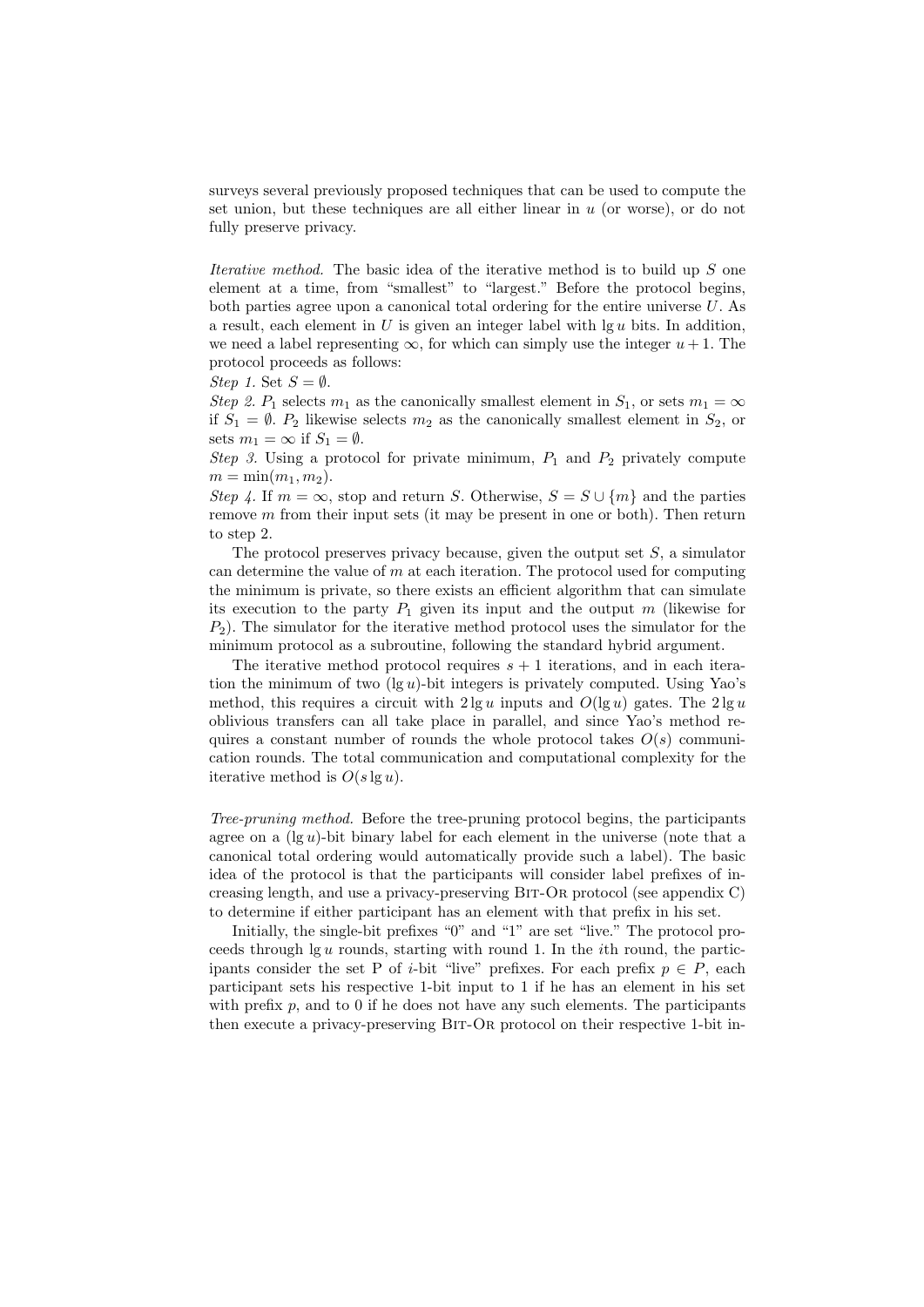surveys several previously proposed techniques that can be used to compute the set union, but these techniques are all either linear in $u$ (or worse), or do not fully preserve privacy.

*Iterative method.* The basic idea of the iterative method is to build up $S$ one element at a time, from "smallest" to "largest." Before the protocol begins, both parties agree upon a canonical total ordering for the entire universe $U$. As a result, each element in $U$ is given an integer label with $\lg u$ bits. In addition, we need a label representing $\infty$, for which can simply use the integer $u + 1$. The protocol proceeds as follows:

*Step 1.* Set $S = \emptyset$.
*Step 2.* $P_1$ selects $m_1$ as the canonically smallest element in $S_1$, or sets $m_1 = \infty$ if $S_1 = \emptyset$. $P_2$ likewise selects $m_2$ as the canonically smallest element in $S_2$, or sets $m_1 = \infty$ if $S_1 = \emptyset$.
*Step 3.* Using a protocol for private minimum, $P_1$ and $P_2$ privately compute $m = \min(m_1, m_2)$.
*Step 4.* If $m = \infty$, stop and return $S$. Otherwise, $S = S \cup \{m\}$ and the parties remove $m$ from their input sets (it may be present in one or both). Then return to step 2.

The protocol preserves privacy because, given the output set $S$, a simulator can determine the value of $m$ at each iteration. The protocol used for computing the minimum is private, so there exists an efficient algorithm that can simulate its execution to the party $P_1$ given its input and the output $m$ (likewise for $P_2$). The simulator for the iterative method protocol uses the simulator for the minimum protocol as a subroutine, following the standard hybrid argument.

The iterative method protocol requires $s + 1$ iterations, and in each iteration the minimum of two $(\lg u)$-bit integers is privately computed. Using Yao's method, this requires a circuit with $2 \lg u$ inputs and $O(\lg u)$ gates. The $2 \lg u$ oblivious transfers can all take place in parallel, and since Yao's method requires a constant number of rounds the whole protocol takes $O(s)$ communication rounds. The total communication and computational complexity for the iterative method is $O(s \lg u)$.

*Tree-pruning method.* Before the tree-pruning protocol begins, the participants agree on a $(\lg u)$-bit binary label for each element in the universe (note that a canonical total ordering would automatically provide such a label). The basic idea of the protocol is that the participants will consider label prefixes of increasing length, and use a privacy-preserving BIT-OR protocol (see appendix C) to determine if either participant has an element with that prefix in his set.

Initially, the single-bit prefixes "0" and "1" are set "live." The protocol proceeds through $\lg u$ rounds, starting with round 1. In the $i$th round, the participants consider the set P of $i$-bit "live" prefixes. For each prefix $p \in P$, each participant sets his respective 1-bit input to 1 if he has an element in his set with prefix $p$, and to 0 if he does not have any such elements. The participants then execute a privacy-preserving BIT-OR protocol on their respective 1-bit in-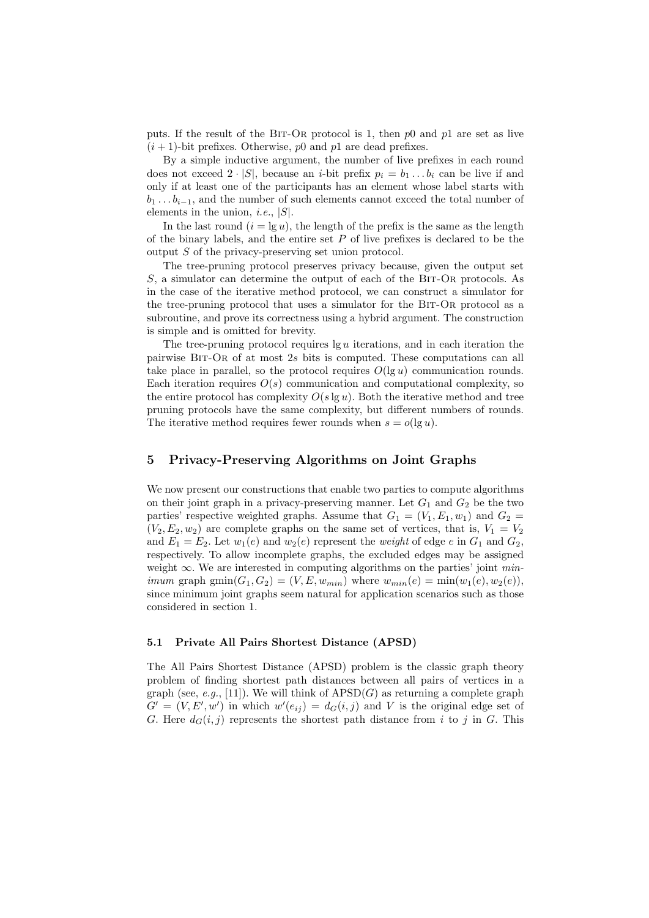puts. If the result of the Bit-Or protocol is 1, then $p0$ and $p1$ are set as live $(i+1)$-bit prefixes. Otherwise, $p0$ and $p1$ are dead prefixes.

By a simple inductive argument, the number of live prefixes in each round does not exceed $2 \cdot |S|$, because an $i$-bit prefix $p_i = b_1 \ldots b_i$ can be live if and only if at least one of the participants has an element whose label starts with $b_1 \ldots b_{i-1}$, and the number of such elements cannot exceed the total number of elements in the union, *i.e.*, $|S|$.

In the last round ($i = \lg u$), the length of the prefix is the same as the length of the binary labels, and the entire set $P$ of live prefixes is declared to be the output $S$ of the privacy-preserving set union protocol.

The tree-pruning protocol preserves privacy because, given the output set $S$, a simulator can determine the output of each of the Bit-Or protocols. As in the case of the iterative method protocol, we can construct a simulator for the tree-pruning protocol that uses a simulator for the Bit-Or protocol as a subroutine, and prove its correctness using a hybrid argument. The construction is simple and is omitted for brevity.

The tree-pruning protocol requires $\lg u$ iterations, and in each iteration the pairwise Bit-Or of at most $2s$ bits is computed. These computations can all take place in parallel, so the protocol requires $O(\lg u)$ communication rounds. Each iteration requires $O(s)$ communication and computational complexity, so the entire protocol has complexity $O(s \lg u)$. Both the iterative method and tree pruning protocols have the same complexity, but different numbers of rounds. The iterative method requires fewer rounds when $s = o(\lg u)$.

## 5 Privacy-Preserving Algorithms on Joint Graphs

We now present our constructions that enable two parties to compute algorithms on their joint graph in a privacy-preserving manner. Let $G_1$ and $G_2$ be the two parties' respective weighted graphs. Assume that $G_1 = (V_1, E_1, w_1)$ and $G_2 = (V_2, E_2, w_2)$ are complete graphs on the same set of vertices, that is, $V_1 = V_2$ and $E_1 = E_2$. Let $w_1(e)$ and $w_2(e)$ represent the *weight* of edge $e$ in $G_1$ and $G_2$, respectively. To allow incomplete graphs, the excluded edges may be assigned weight $\infty$. We are interested in computing algorithms on the parties' joint *minimum* graph $\text{gmin}(G_1, G_2) = (V, E, w_{min})$ where $w_{min}(e) = \min(w_1(e), w_2(e))$, since minimum joint graphs seem natural for application scenarios such as those considered in section 1.

### 5.1 Private All Pairs Shortest Distance (APSD)

The All Pairs Shortest Distance (APSD) problem is the classic graph theory problem of finding shortest path distances between all pairs of vertices in a graph (see, *e.g.*, [11]). We will think of $\text{APSD}(G)$ as returning a complete graph $G' = (V, E', w')$ in which $w'(e_{ij}) = d_G(i,j)$ and $V$ is the original edge set of $G$. Here $d_G(i,j)$ represents the shortest path distance from $i$ to $j$ in $G$. This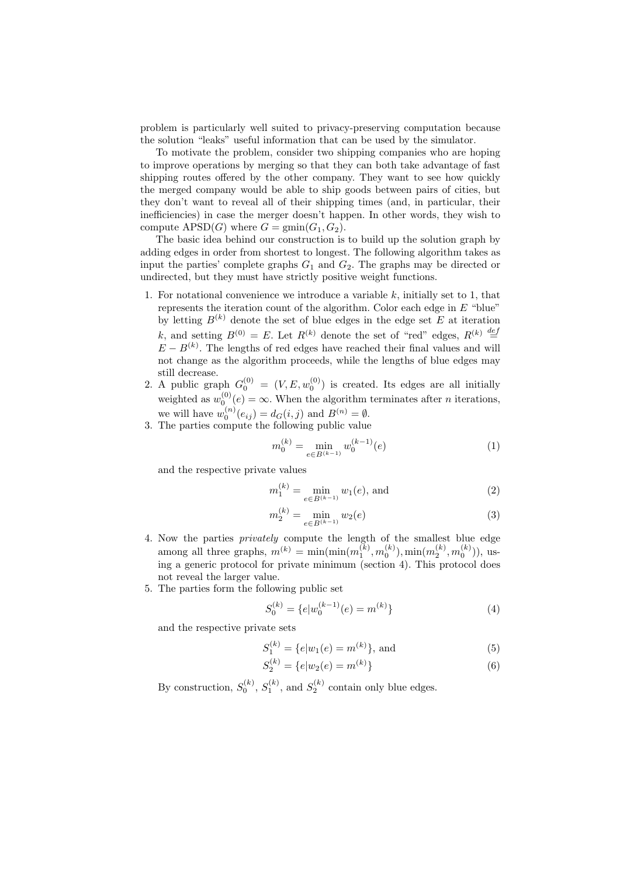problem is particularly well suited to privacy-preserving computation because the solution "leaks" useful information that can be used by the simulator.

To motivate the problem, consider two shipping companies who are hoping to improve operations by merging so that they can both take advantage of fast shipping routes offered by the other company. They want to see how quickly the merged company would be able to ship goods between pairs of cities, but they don't want to reveal all of their shipping times (and, in particular, their inefficiencies) in case the merger doesn't happen. In other words, they wish to compute $\mathrm{APSD}(G)$ where $G = \mathrm{gmin}(G_1, G_2)$.

The basic idea behind our construction is to build up the solution graph by adding edges in order from shortest to longest. The following algorithm takes as input the parties' complete graphs $G_1$ and $G_2$. The graphs may be directed or undirected, but they must have strictly positive weight functions.

1. For notational convenience we introduce a variable $k$, initially set to 1, that represents the iteration count of the algorithm. Color each edge in $E$ "blue" by letting $B^{(k)}$ denote the set of blue edges in the edge set $E$ at iteration $k$, and setting $B^{(0)} = E$. Let $R^{(k)}$ denote the set of "red" edges, $R^{(k)} \stackrel{def}{=} E - B^{(k)}$. The lengths of red edges have reached their final values and will not change as the algorithm proceeds, while the lengths of blue edges may still decrease.
2. A public graph $G_0^{(0)} = (V, E, w_0^{(0)})$ is created. Its edges are all initially weighted as $w_0^{(0)}(e) = \infty$. When the algorithm terminates after $n$ iterations, we will have $w_0^{(n)}(e_{ij}) = d_G(i,j)$ and $B^{(n)} = \emptyset$.
3. The parties compute the following public value

$$m_0^{(k)} = \min_{e \in B^{(k-1)}} w_0^{(k-1)}(e) \tag{1}$$

and the respective private values

$$m_1^{(k)} = \min_{e \in B^{(k-1)}} w_1(e), \text{ and} \tag{2}$$

$$m_2^{(k)} = \min_{e \in B^{(k-1)}} w_2(e) \tag{3}$$

4. Now the parties *privately* compute the length of the smallest blue edge among all three graphs, $m^{(k)} = \min(\min(m_1^{(k)}, m_0^{(k)}), \min(m_2^{(k)}, m_0^{(k)}))$, using a generic protocol for private minimum (section 4). This protocol does not reveal the larger value.
5. The parties form the following public set

$$S_0^{(k)} = \{e | w_0^{(k-1)}(e) = m^{(k)}\} \tag{4}$$

and the respective private sets

$$S_1^{(k)} = \{e | w_1(e) = m^{(k)}\}, \text{ and} \tag{5}$$

$$S_2^{(k)} = \{e | w_2(e) = m^{(k)}\} \tag{6}$$

By construction, $S_0^{(k)}$, $S_1^{(k)}$, and $S_2^{(k)}$ contain only blue edges.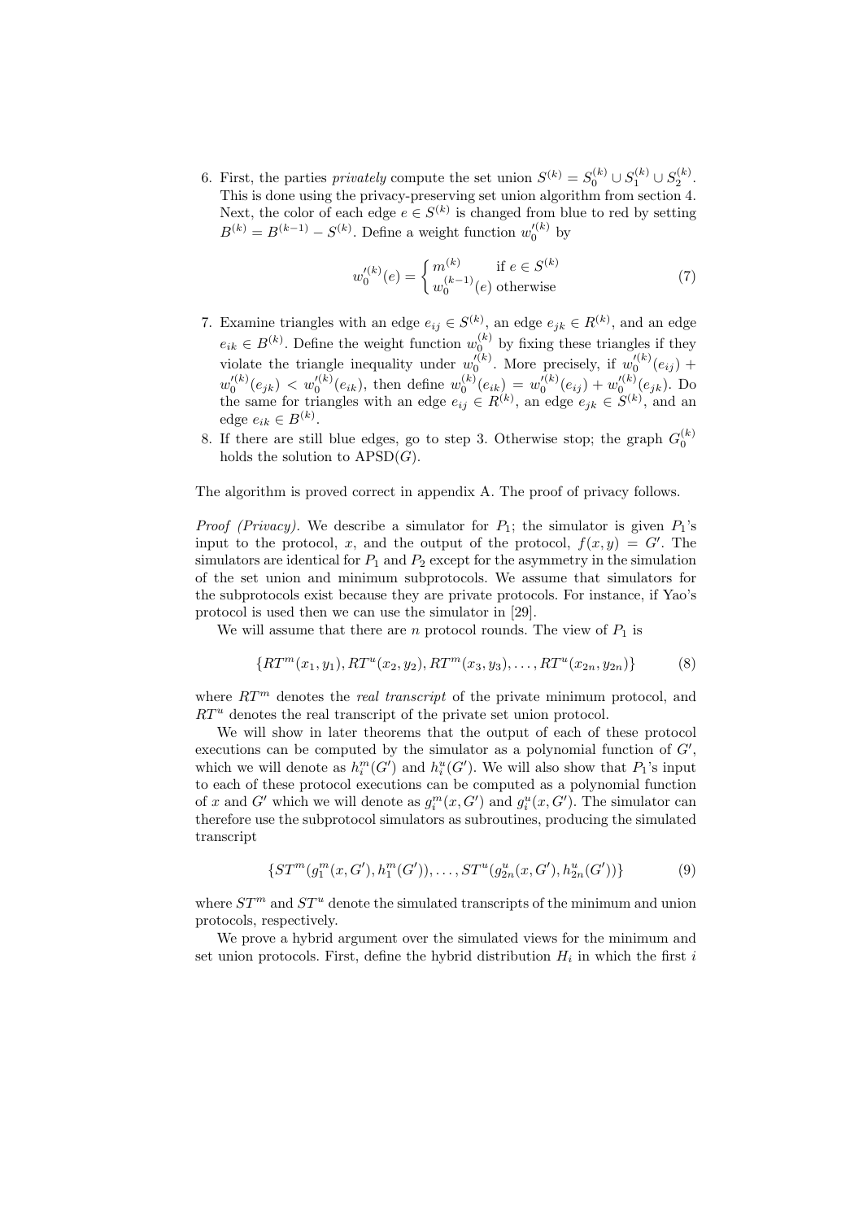6. First, the parties *privately* compute the set union $S^{(k)} = S_0^{(k)} \cup S_1^{(k)} \cup S_2^{(k)}$. This is done using the privacy-preserving set union algorithm from section 4. Next, the color of each edge $e \in S^{(k)}$ is changed from blue to red by setting $B^{(k)} = B^{(k-1)} - S^{(k)}$. Define a weight function $w_0'^{(k)}$ by

$$w_0'^{(k)}(e) = \begin{cases} m^{(k)} & \text{if } e \in S^{(k)} \\ w_0^{(k-1)}(e) & \text{otherwise} \end{cases} \tag{7}$$

7. Examine triangles with an edge $e_{ij} \in S^{(k)}$, an edge $e_{jk} \in R^{(k)}$, and an edge $e_{ik} \in B^{(k)}$. Define the weight function $w_0^{(k)}$ by fixing these triangles if they violate the triangle inequality under $w_0'^{(k)}$. More precisely, if $w_0'^{(k)}(e_{ij}) + w_0'^{(k)}(e_{jk}) < w_0'^{(k)}(e_{ik})$, then define $w_0^{(k)}(e_{ik}) = w_0'^{(k)}(e_{ij}) + w_0'^{(k)}(e_{jk})$. Do the same for triangles with an edge $e_{ij} \in R^{(k)}$, an edge $e_{jk} \in S^{(k)}$, and an edge $e_{ik} \in B^{(k)}$.
8. If there are still blue edges, go to step 3. Otherwise stop; the graph $G_0^{(k)}$ holds the solution to $\text{APSD}(G)$.

The algorithm is proved correct in appendix A. The proof of privacy follows.

*Proof (Privacy).* We describe a simulator for $P_1$; the simulator is given $P_1$'s input to the protocol, $x$, and the output of the protocol, $f(x, y) = G'$. The simulators are identical for $P_1$ and $P_2$ except for the asymmetry in the simulation of the set union and minimum subprotocols. We assume that simulators for the subprotocols exist because they are private protocols. For instance, if Yao's protocol is used then we can use the simulator in [29].

We will assume that there are $n$ protocol rounds. The view of $P_1$ is

$$\{RT^m(x_1, y_1), RT^u(x_2, y_2), RT^m(x_3, y_3), \ldots, RT^u(x_{2n}, y_{2n})\} \tag{8}$$

where $RT^m$ denotes the *real transcript* of the private minimum protocol, and $RT^u$ denotes the real transcript of the private set union protocol.

We will show in later theorems that the output of each of these protocol executions can be computed by the simulator as a polynomial function of $G'$, which we will denote as $h_i^m(G')$ and $h_i^u(G')$. We will also show that $P_1$'s input to each of these protocol executions can be computed as a polynomial function of $x$ and $G'$ which we will denote as $g_i^m(x, G')$ and $g_i^u(x, G')$. The simulator can therefore use the subprotocol simulators as subroutines, producing the simulated transcript

$$\{ST^m(g_1^m(x, G'), h_1^m(G')), \ldots, ST^u(g_{2n}^u(x, G'), h_{2n}^u(G'))\} \tag{9}$$

where $ST^m$ and $ST^u$ denote the simulated transcripts of the minimum and union protocols, respectively.

We prove a hybrid argument over the simulated views for the minimum and set union protocols. First, define the hybrid distribution $H_i$ in which the first $i$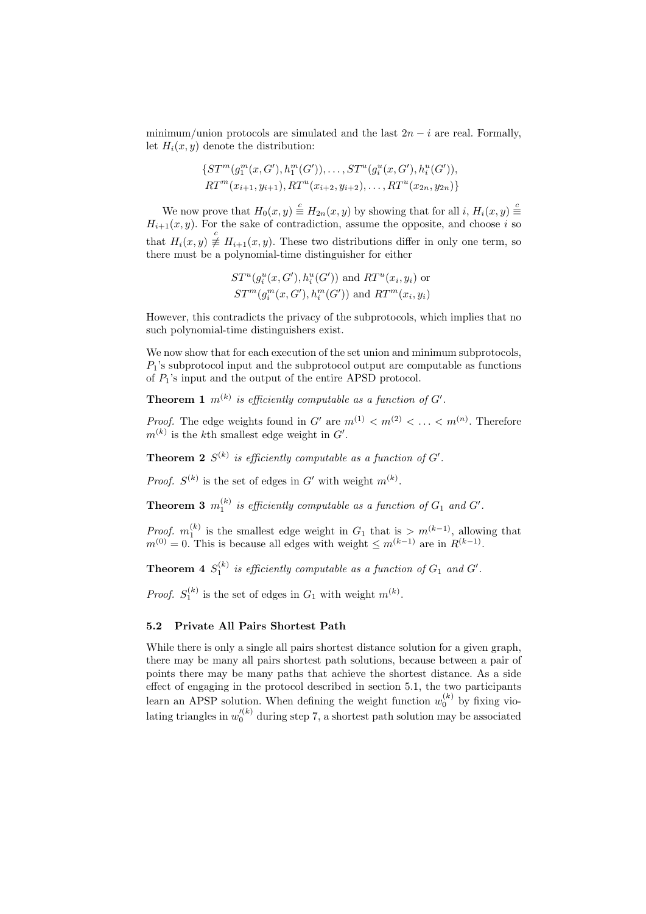minimum/union protocols are simulated and the last $2n - i$ are real. Formally, let $H_i(x, y)$ denote the distribution:

$$\{ST^m(g_1^m(x, G'), h_1^m(G')), \ldots, ST^u(g_i^u(x, G'), h_i^u(G')),$$
$$RT^m(x_{i+1}, y_{i+1}), RT^u(x_{i+2}, y_{i+2}), \ldots, RT^u(x_{2n}, y_{2n})\}$$

We now prove that $H_0(x, y) \stackrel{c}{\equiv} H_{2n}(x, y)$ by showing that for all $i$, $H_i(x, y) \stackrel{c}{\equiv} H_{i+1}(x, y)$. For the sake of contradiction, assume the opposite, and choose $i$ so that $H_i(x, y) \stackrel{c}{\not\equiv} H_{i+1}(x, y)$. These two distributions differ in only one term, so there must be a polynomial-time distinguisher for either

$$ST^u(g_i^u(x, G'), h_i^u(G')) \text{ and } RT^u(x_i, y_i) \text{ or}$$
$$ST^m(g_i^m(x, G'), h_i^m(G')) \text{ and } RT^m(x_i, y_i)$$

However, this contradicts the privacy of the subprotocols, which implies that no such polynomial-time distinguishers exist.

We now show that for each execution of the set union and minimum subprotocols, $P_1$'s subprotocol input and the subprotocol output are computable as functions of $P_1$'s input and the output of the entire APSD protocol.

**Theorem 1** *$m^{(k)}$ is efficiently computable as a function of $G'$.*

*Proof.* The edge weights found in $G'$ are $m^{(1)} < m^{(2)} < \ldots < m^{(n)}$. Therefore $m^{(k)}$ is the $k$th smallest edge weight in $G'$.

**Theorem 2** *$S^{(k)}$ is efficiently computable as a function of $G'$.*

*Proof.* $S^{(k)}$ is the set of edges in $G'$ with weight $m^{(k)}$.

**Theorem 3** *$m_1^{(k)}$ is efficiently computable as a function of $G_1$ and $G'$.*

*Proof.* $m_1^{(k)}$ is the smallest edge weight in $G_1$ that is $> m^{(k-1)}$, allowing that $m^{(0)} = 0$. This is because all edges with weight $\leq m^{(k-1)}$ are in $R^{(k-1)}$.

**Theorem 4** *$S_1^{(k)}$ is efficiently computable as a function of $G_1$ and $G'$.*

*Proof.* $S_1^{(k)}$ is the set of edges in $G_1$ with weight $m^{(k)}$.

### 5.2 Private All Pairs Shortest Path

While there is only a single all pairs shortest distance solution for a given graph, there may be many all pairs shortest path solutions, because between a pair of points there may be many paths that achieve the shortest distance. As a side effect of engaging in the protocol described in section 5.1, the two participants learn an APSP solution. When defining the weight function $w_0^{(k)}$ by fixing violating triangles in $w_0'^{(k)}$ during step 7, a shortest path solution may be associated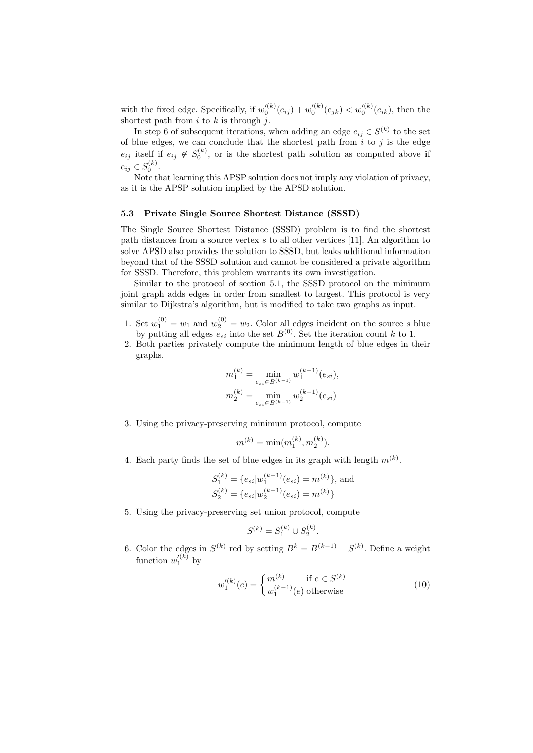with the fixed edge. Specifically, if $w_0'^{(k)}(e_{ij}) + w_0'^{(k)}(e_{jk}) < w_0'^{(k)}(e_{ik})$, then the shortest path from $i$ to $k$ is through $j$.

In step 6 of subsequent iterations, when adding an edge $e_{ij} \in S^{(k)}$ to the set of blue edges, we can conclude that the shortest path from $i$ to $j$ is the edge $e_{ij}$ itself if $e_{ij} \notin S_0^{(k)}$, or is the shortest path solution as computed above if $e_{ij} \in S_0^{(k)}$.

Note that learning this APSP solution does not imply any violation of privacy, as it is the APSP solution implied by the APSD solution.

### 5.3 Private Single Source Shortest Distance (SSSD)

The Single Source Shortest Distance (SSSD) problem is to find the shortest path distances from a source vertex $s$ to all other vertices [11]. An algorithm to solve APSD also provides the solution to SSSD, but leaks additional information beyond that of the SSSD solution and cannot be considered a private algorithm for SSSD. Therefore, this problem warrants its own investigation.

Similar to the protocol of section 5.1, the SSSD protocol on the minimum joint graph adds edges in order from smallest to largest. This protocol is very similar to Dijkstra's algorithm, but is modified to take two graphs as input.

1. Set $w_1^{(0)} = w_1$ and $w_2^{(0)} = w_2$. Color all edges incident on the source $s$ blue by putting all edges $e_{si}$ into the set $B^{(0)}$. Set the iteration count $k$ to 1.
2. Both parties privately compute the minimum length of blue edges in their graphs.
$$m_1^{(k)} = \min_{e_{si} \in B^{(k-1)}} w_1^{(k-1)}(e_{si}),$$
$$m_2^{(k)} = \min_{e_{si} \in B^{(k-1)}} w_2^{(k-1)}(e_{si})$$
3. Using the privacy-preserving minimum protocol, compute
$$m^{(k)} = \min(m_1^{(k)}, m_2^{(k)}).$$
4. Each party finds the set of blue edges in its graph with length $m^{(k)}$.
$$S_1^{(k)} = \{e_{si} | w_1^{(k-1)}(e_{si}) = m^{(k)}\}, \text{ and}$$
$$S_2^{(k)} = \{e_{si} | w_2^{(k-1)}(e_{si}) = m^{(k)}\}$$
5. Using the privacy-preserving set union protocol, compute
$$S^{(k)} = S_1^{(k)} \cup S_2^{(k)}.$$
6. Color the edges in $S^{(k)}$ red by setting $B^k = B^{(k-1)} - S^{(k)}$. Define a weight function $w_1'^{(k)}$ by
$$w_1'^{(k)}(e) = \begin{cases} m^{(k)} & \text{if } e \in S^{(k)} \\ w_1^{(k-1)}(e) & \text{otherwise} \end{cases} \tag{10}$$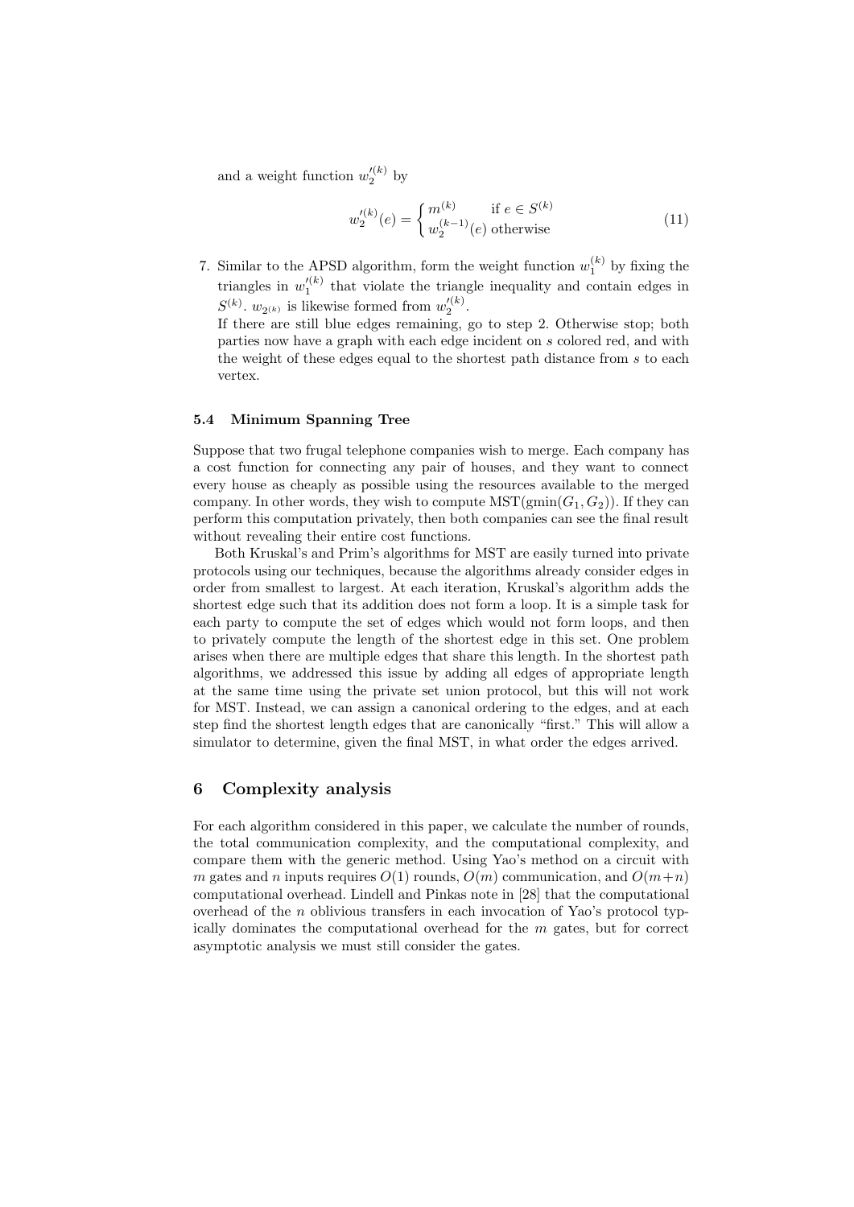and a weight function $w_2'^{(k)}$ by

$$w_2'^{(k)}(e) = \begin{cases} m^{(k)} & \text{if } e \in S^{(k)} \\ w_2^{(k-1)}(e) & \text{otherwise} \end{cases} \tag{11}$$

7. Similar to the APSD algorithm, form the weight function $w_1^{(k)}$ by fixing the triangles in $w_1'^{(k)}$ that violate the triangle inequality and contain edges in $S^{(k)}$. $w_{2^{(k)}}$ is likewise formed from $w_2'^{(k)}$.
   If there are still blue edges remaining, go to step 2. Otherwise stop; both parties now have a graph with each edge incident on $s$ colored red, and with the weight of these edges equal to the shortest path distance from $s$ to each vertex.

### 5.4 Minimum Spanning Tree

Suppose that two frugal telephone companies wish to merge. Each company has a cost function for connecting any pair of houses, and they want to connect every house as cheaply as possible using the resources available to the merged company. In other words, they wish to compute $\text{MST}(\text{gmin}(G_1, G_2))$. If they can perform this computation privately, then both companies can see the final result without revealing their entire cost functions.

Both Kruskal's and Prim's algorithms for MST are easily turned into private protocols using our techniques, because the algorithms already consider edges in order from smallest to largest. At each iteration, Kruskal's algorithm adds the shortest edge such that its addition does not form a loop. It is a simple task for each party to compute the set of edges which would not form loops, and then to privately compute the length of the shortest edge in this set. One problem arises when there are multiple edges that share this length. In the shortest path algorithms, we addressed this issue by adding all edges of appropriate length at the same time using the private set union protocol, but this will not work for MST. Instead, we can assign a canonical ordering to the edges, and at each step find the shortest length edges that are canonically "first." This will allow a simulator to determine, given the final MST, in what order the edges arrived.

## 6 Complexity analysis

For each algorithm considered in this paper, we calculate the number of rounds, the total communication complexity, and the computational complexity, and compare them with the generic method. Using Yao's method on a circuit with $m$ gates and $n$ inputs requires $O(1)$ rounds, $O(m)$ communication, and $O(m+n)$ computational overhead. Lindell and Pinkas note in [28] that the computational overhead of the $n$ oblivious transfers in each invocation of Yao's protocol typically dominates the computational overhead for the $m$ gates, but for correct asymptotic analysis we must still consider the gates.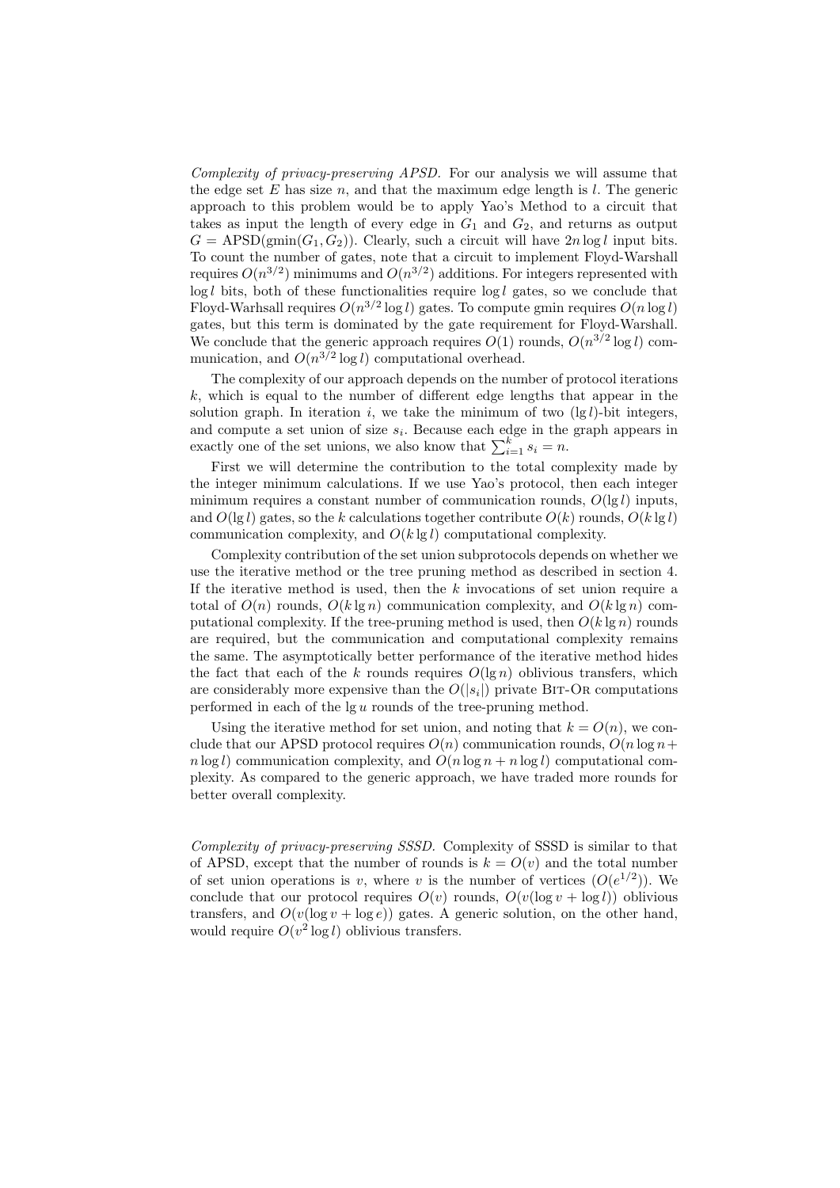*Complexity of privacy-preserving APSD.* For our analysis we will assume that the edge set $E$ has size $n$, and that the maximum edge length is $l$. The generic approach to this problem would be to apply Yao's Method to a circuit that takes as input the length of every edge in $G_1$ and $G_2$, and returns as output $G = \text{APSD}(\text{gmin}(G_1, G_2))$. Clearly, such a circuit will have $2n \log l$ input bits. To count the number of gates, note that a circuit to implement Floyd-Warshall requires $O(n^{3/2})$ minimums and $O(n^{3/2})$ additions. For integers represented with $\log l$ bits, both of these functionalities require $\log l$ gates, so we conclude that Floyd-Warhsall requires $O(n^{3/2} \log l)$ gates. To compute gmin requires $O(n \log l)$ gates, but this term is dominated by the gate requirement for Floyd-Warshall. We conclude that the generic approach requires $O(1)$ rounds, $O(n^{3/2} \log l)$ communication, and $O(n^{3/2} \log l)$ computational overhead.

The complexity of our approach depends on the number of protocol iterations $k$, which is equal to the number of different edge lengths that appear in the solution graph. In iteration $i$, we take the minimum of two $(\lg l)$-bit integers, and compute a set union of size $s_i$. Because each edge in the graph appears in exactly one of the set unions, we also know that $\sum_{i=1}^{k} s_i = n$.

First we will determine the contribution to the total complexity made by the integer minimum calculations. If we use Yao's protocol, then each integer minimum requires a constant number of communication rounds, $O(\lg l)$ inputs, and $O(\lg l)$ gates, so the $k$ calculations together contribute $O(k)$ rounds, $O(k \lg l)$ communication complexity, and $O(k \lg l)$ computational complexity.

Complexity contribution of the set union subprotocols depends on whether we use the iterative method or the tree pruning method as described in section 4. If the iterative method is used, then the $k$ invocations of set union require a total of $O(n)$ rounds, $O(k \lg n)$ communication complexity, and $O(k \lg n)$ computational complexity. If the tree-pruning method is used, then $O(k \lg n)$ rounds are required, but the communication and computational complexity remains the same. The asymptotically better performance of the iterative method hides the fact that each of the $k$ rounds requires $O(\lg n)$ oblivious transfers, which are considerably more expensive than the $O(|s_i|)$ private BIT-OR computations performed in each of the $\lg u$ rounds of the tree-pruning method.

Using the iterative method for set union, and noting that $k = O(n)$, we conclude that our APSD protocol requires $O(n)$ communication rounds, $O(n \log n + n \log l)$ communication complexity, and $O(n \log n + n \log l)$ computational complexity. As compared to the generic approach, we have traded more rounds for better overall complexity.

*Complexity of privacy-preserving SSSD.* Complexity of SSSD is similar to that of APSD, except that the number of rounds is $k = O(v)$ and the total number of set union operations is $v$, where $v$ is the number of vertices $(O(e^{1/2}))$. We conclude that our protocol requires $O(v)$ rounds, $O(v(\log v + \log l))$ oblivious transfers, and $O(v(\log v + \log e))$ gates. A generic solution, on the other hand, would require $O(v^2 \log l)$ oblivious transfers.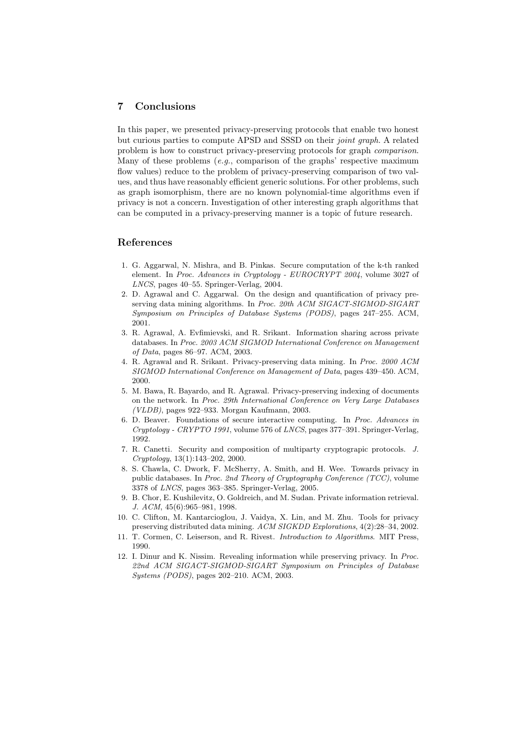## 7 Conclusions

In this paper, we presented privacy-preserving protocols that enable two honest but curious parties to compute APSD and SSSD on their *joint graph*. A related problem is how to construct privacy-preserving protocols for graph *comparison*. Many of these problems (*e.g.*, comparison of the graphs' respective maximum flow values) reduce to the problem of privacy-preserving comparison of two values, and thus have reasonably efficient generic solutions. For other problems, such as graph isomorphism, there are no known polynomial-time algorithms even if privacy is not a concern. Investigation of other interesting graph algorithms that can be computed in a privacy-preserving manner is a topic of future research.

## References

1. G. Aggarwal, N. Mishra, and B. Pinkas. Secure computation of the k-th ranked element. In *Proc. Advances in Cryptology - EUROCRYPT 2004*, volume 3027 of *LNCS*, pages 40–55. Springer-Verlag, 2004.
2. D. Agrawal and C. Aggarwal. On the design and quantification of privacy preserving data mining algorithms. In *Proc. 20th ACM SIGACT-SIGMOD-SIGART Symposium on Principles of Database Systems (PODS)*, pages 247–255. ACM, 2001.
3. R. Agrawal, A. Evfimievski, and R. Srikant. Information sharing across private databases. In *Proc. 2003 ACM SIGMOD International Conference on Management of Data*, pages 86–97. ACM, 2003.
4. R. Agrawal and R. Srikant. Privacy-preserving data mining. In *Proc. 2000 ACM SIGMOD International Conference on Management of Data*, pages 439–450. ACM, 2000.
5. M. Bawa, R. Bayardo, and R. Agrawal. Privacy-preserving indexing of documents on the network. In *Proc. 29th International Conference on Very Large Databases (VLDB)*, pages 922–933. Morgan Kaufmann, 2003.
6. D. Beaver. Foundations of secure interactive computing. In *Proc. Advances in Cryptology - CRYPTO 1991*, volume 576 of *LNCS*, pages 377–391. Springer-Verlag, 1992.
7. R. Canetti. Security and composition of multiparty cryptograpic protocols. *J. Cryptology*, 13(1):143–202, 2000.
8. S. Chawla, C. Dwork, F. McSherry, A. Smith, and H. Wee. Towards privacy in public databases. In *Proc. 2nd Theory of Cryptography Conference (TCC)*, volume 3378 of *LNCS*, pages 363–385. Springer-Verlag, 2005.
9. B. Chor, E. Kushilevitz, O. Goldreich, and M. Sudan. Private information retrieval. *J. ACM*, 45(6):965–981, 1998.
10. C. Clifton, M. Kantarcioglou, J. Vaidya, X. Lin, and M. Zhu. Tools for privacy preserving distributed data mining. *ACM SIGKDD Explorations*, 4(2):28–34, 2002.
11. T. Cormen, C. Leiserson, and R. Rivest. *Introduction to Algorithms*. MIT Press, 1990.
12. I. Dinur and K. Nissim. Revealing information while preserving privacy. In *Proc. 22nd ACM SIGACT-SIGMOD-SIGART Symposium on Principles of Database Systems (PODS)*, pages 202–210. ACM, 2003.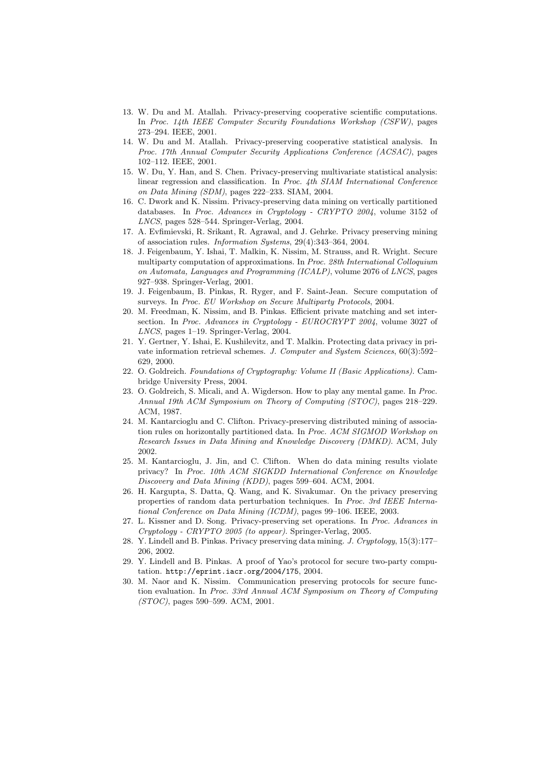13. W. Du and M. Atallah. Privacy-preserving cooperative scientific computations. In *Proc. 14th IEEE Computer Security Foundations Workshop (CSFW)*, pages 273–294. IEEE, 2001.
14. W. Du and M. Atallah. Privacy-preserving cooperative statistical analysis. In *Proc. 17th Annual Computer Security Applications Conference (ACSAC)*, pages 102–112. IEEE, 2001.
15. W. Du, Y. Han, and S. Chen. Privacy-preserving multivariate statistical analysis: linear regression and classification. In *Proc. 4th SIAM International Conference on Data Mining (SDM)*, pages 222–233. SIAM, 2004.
16. C. Dwork and K. Nissim. Privacy-preserving data mining on vertically partitioned databases. In *Proc. Advances in Cryptology - CRYPTO 2004*, volume 3152 of *LNCS*, pages 528–544. Springer-Verlag, 2004.
17. A. Evfimievski, R. Srikant, R. Agrawal, and J. Gehrke. Privacy preserving mining of association rules. *Information Systems*, 29(4):343–364, 2004.
18. J. Feigenbaum, Y. Ishai, T. Malkin, K. Nissim, M. Strauss, and R. Wright. Secure multiparty computation of approximations. In *Proc. 28th International Colloquium on Automata, Languages and Programming (ICALP)*, volume 2076 of *LNCS*, pages 927–938. Springer-Verlag, 2001.
19. J. Feigenbaum, B. Pinkas, R. Ryger, and F. Saint-Jean. Secure computation of surveys. In *Proc. EU Workshop on Secure Multiparty Protocols*, 2004.
20. M. Freedman, K. Nissim, and B. Pinkas. Efficient private matching and set intersection. In *Proc. Advances in Cryptology - EUROCRYPT 2004*, volume 3027 of *LNCS*, pages 1–19. Springer-Verlag, 2004.
21. Y. Gertner, Y. Ishai, E. Kushilevitz, and T. Malkin. Protecting data privacy in private information retrieval schemes. *J. Computer and System Sciences*, 60(3):592–629, 2000.
22. O. Goldreich. *Foundations of Cryptography: Volume II (Basic Applications)*. Cambridge University Press, 2004.
23. O. Goldreich, S. Micali, and A. Wigderson. How to play any mental game. In *Proc. Annual 19th ACM Symposium on Theory of Computing (STOC)*, pages 218–229. ACM, 1987.
24. M. Kantarcioglu and C. Clifton. Privacy-preserving distributed mining of association rules on horizontally partitioned data. In *Proc. ACM SIGMOD Workshop on Research Issues in Data Mining and Knowledge Discovery (DMKD)*. ACM, July 2002.
25. M. Kantarcioglu, J. Jin, and C. Clifton. When do data mining results violate privacy? In *Proc. 10th ACM SIGKDD International Conference on Knowledge Discovery and Data Mining (KDD)*, pages 599–604. ACM, 2004.
26. H. Kargupta, S. Datta, Q. Wang, and K. Sivakumar. On the privacy preserving properties of random data perturbation techniques. In *Proc. 3rd IEEE International Conference on Data Mining (ICDM)*, pages 99–106. IEEE, 2003.
27. L. Kissner and D. Song. Privacy-preserving set operations. In *Proc. Advances in Cryptology - CRYPTO 2005 (to appear)*. Springer-Verlag, 2005.
28. Y. Lindell and B. Pinkas. Privacy preserving data mining. *J. Cryptology*, 15(3):177–206, 2002.
29. Y. Lindell and B. Pinkas. A proof of Yao's protocol for secure two-party computation. `http://eprint.iacr.org/2004/175`, 2004.
30. M. Naor and K. Nissim. Communication preserving protocols for secure function evaluation. In *Proc. 33rd Annual ACM Symposium on Theory of Computing (STOC)*, pages 590–599. ACM, 2001.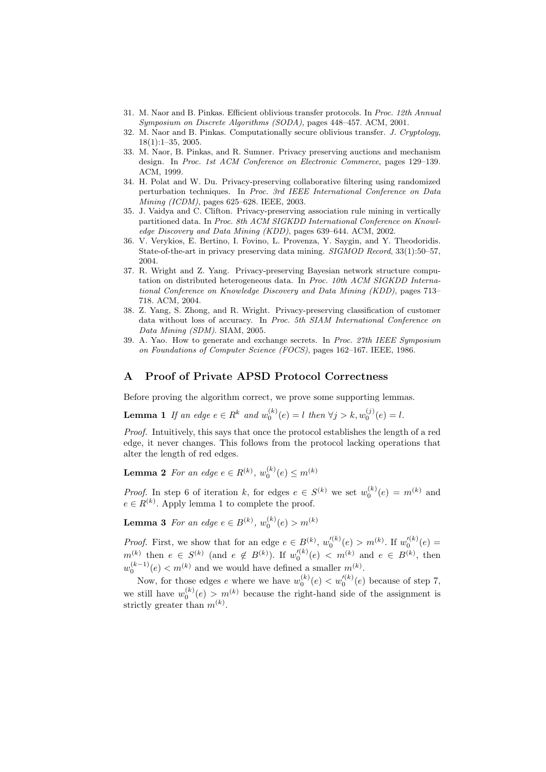31. M. Naor and B. Pinkas. Efficient oblivious transfer protocols. In *Proc. 12th Annual Symposium on Discrete Algorithms (SODA)*, pages 448–457. ACM, 2001.
32. M. Naor and B. Pinkas. Computationally secure oblivious transfer. *J. Cryptology*, 18(1):1–35, 2005.
33. M. Naor, B. Pinkas, and R. Sumner. Privacy preserving auctions and mechanism design. In *Proc. 1st ACM Conference on Electronic Commerce*, pages 129–139. ACM, 1999.
34. H. Polat and W. Du. Privacy-preserving collaborative filtering using randomized perturbation techniques. In *Proc. 3rd IEEE International Conference on Data Mining (ICDM)*, pages 625–628. IEEE, 2003.
35. J. Vaidya and C. Clifton. Privacy-preserving association rule mining in vertically partitioned data. In *Proc. 8th ACM SIGKDD International Conference on Knowledge Discovery and Data Mining (KDD)*, pages 639–644. ACM, 2002.
36. V. Verykios, E. Bertino, I. Fovino, L. Provenza, Y. Saygin, and Y. Theodoridis. State-of-the-art in privacy preserving data mining. *SIGMOD Record*, 33(1):50–57, 2004.
37. R. Wright and Z. Yang. Privacy-preserving Bayesian network structure computation on distributed heterogeneous data. In *Proc. 10th ACM SIGKDD International Conference on Knowledge Discovery and Data Mining (KDD)*, pages 713–718. ACM, 2004.
38. Z. Yang, S. Zhong, and R. Wright. Privacy-preserving classification of customer data without loss of accuracy. In *Proc. 5th SIAM International Conference on Data Mining (SDM)*. SIAM, 2005.
39. A. Yao. How to generate and exchange secrets. In *Proc. 27th IEEE Symposium on Foundations of Computer Science (FOCS)*, pages 162–167. IEEE, 1986.

# A Proof of Private APSD Protocol Correctness

Before proving the algorithm correct, we prove some supporting lemmas.

**Lemma 1** *If an edge $e \in R^k$ and $w_0^{(k)}(e) = l$ then $\forall j > k, w_0^{(j)}(e) = l$.*

*Proof.* Intuitively, this says that once the protocol establishes the length of a red edge, it never changes. This follows from the protocol lacking operations that alter the length of red edges.

**Lemma 2** *For an edge $e \in R^{(k)}$, $w_0^{(k)}(e) \leq m^{(k)}$*

*Proof.* In step 6 of iteration $k$, for edges $e \in S^{(k)}$ we set $w_0^{(k)}(e) = m^{(k)}$ and $e \in R^{(k)}$. Apply lemma 1 to complete the proof.

**Lemma 3** *For an edge $e \in B^{(k)}$, $w_0^{(k)}(e) > m^{(k)}$*

*Proof.* First, we show that for an edge $e \in B^{(k)}$, $w_0'^{(k)}(e) > m^{(k)}$. If $w_0'^{(k)}(e) = m^{(k)}$ then $e \in S^{(k)}$ (and $e \notin B^{(k)}$). If $w_0'^{(k)}(e) < m^{(k)}$ and $e \in B^{(k)}$, then $w_0^{(k-1)}(e) < m^{(k)}$ and we would have defined a smaller $m^{(k)}$.

Now, for those edges $e$ where we have $w_0^{(k)}(e) < w_0'^{(k)}(e)$ because of step 7, we still have $w_0^{(k)}(e) > m^{(k)}$ because the right-hand side of the assignment is strictly greater than $m^{(k)}$.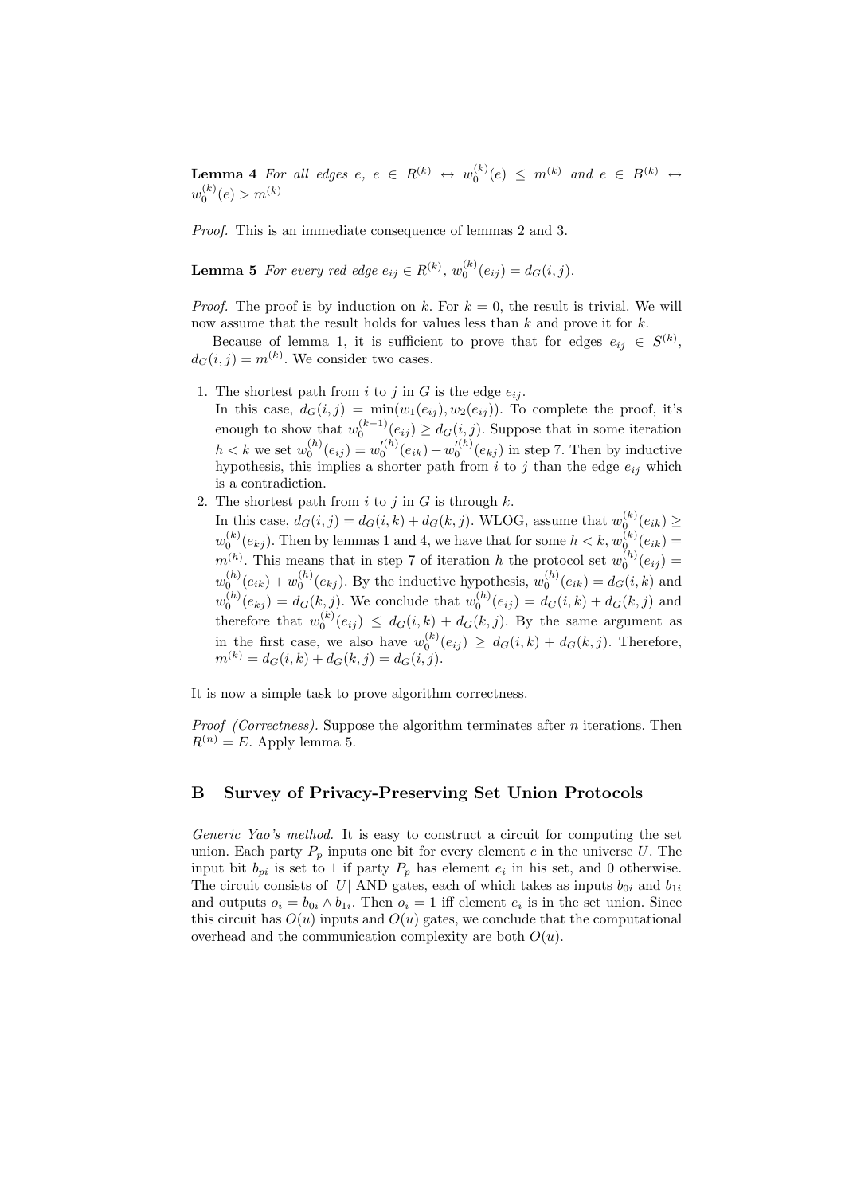**Lemma 4** *For all edges $e$, $e \in R^{(k)} \leftrightarrow w_0^{(k)}(e) \leq m^{(k)}$ and $e \in B^{(k)} \leftrightarrow w_0^{(k)}(e) > m^{(k)}$*

*Proof.* This is an immediate consequence of lemmas 2 and 3.

**Lemma 5** *For every red edge $e_{ij} \in R^{(k)}$, $w_0^{(k)}(e_{ij}) = d_G(i,j)$.*

*Proof.* The proof is by induction on $k$. For $k = 0$, the result is trivial. We will now assume that the result holds for values less than $k$ and prove it for $k$.

Because of lemma 1, it is sufficient to prove that for edges $e_{ij} \in S^{(k)}$, $d_G(i,j) = m^{(k)}$. We consider two cases.

1. The shortest path from $i$ to $j$ in $G$ is the edge $e_{ij}$.
   In this case, $d_G(i,j) = \min(w_1(e_{ij}), w_2(e_{ij}))$. To complete the proof, it's enough to show that $w_0^{(k-1)}(e_{ij}) \geq d_G(i,j)$. Suppose that in some iteration $h < k$ we set $w_0^{(h)}(e_{ij}) = w_0'^{(h)}(e_{ik}) + w_0'^{(h)}(e_{kj})$ in step 7. Then by inductive hypothesis, this implies a shorter path from $i$ to $j$ than the edge $e_{ij}$ which is a contradiction.
2. The shortest path from $i$ to $j$ in $G$ is through $k$.
   In this case, $d_G(i,j) = d_G(i,k) + d_G(k,j)$. WLOG, assume that $w_0^{(k)}(e_{ik}) \geq w_0^{(k)}(e_{kj})$. Then by lemmas 1 and 4, we have that for some $h < k$, $w_0^{(k)}(e_{ik}) = m^{(h)}$. This means that in step 7 of iteration $h$ the protocol set $w_0^{(h)}(e_{ij}) = w_0^{(h)}(e_{ik}) + w_0^{(h)}(e_{kj})$. By the inductive hypothesis, $w_0^{(h)}(e_{ik}) = d_G(i,k)$ and $w_0^{(h)}(e_{kj}) = d_G(k,j)$. We conclude that $w_0^{(h)}(e_{ij}) = d_G(i,k) + d_G(k,j)$ and therefore that $w_0^{(k)}(e_{ij}) \leq d_G(i,k) + d_G(k,j)$. By the same argument as in the first case, we also have $w_0^{(k)}(e_{ij}) \geq d_G(i,k) + d_G(k,j)$. Therefore, $m^{(k)} = d_G(i,k) + d_G(k,j) = d_G(i,j)$.

It is now a simple task to prove algorithm correctness.

*Proof (Correctness).* Suppose the algorithm terminates after $n$ iterations. Then $R^{(n)} = E$. Apply lemma 5.

## B Survey of Privacy-Preserving Set Union Protocols

*Generic Yao's method.* It is easy to construct a circuit for computing the set union. Each party $P_p$ inputs one bit for every element $e$ in the universe $U$. The input bit $b_{pi}$ is set to 1 if party $P_p$ has element $e_i$ in his set, and 0 otherwise. The circuit consists of $|U|$ AND gates, each of which takes as inputs $b_{0i}$ and $b_{1i}$ and outputs $o_i = b_{0i} \wedge b_{1i}$. Then $o_i = 1$ iff element $e_i$ is in the set union. Since this circuit has $O(u)$ inputs and $O(u)$ gates, we conclude that the computational overhead and the communication complexity are both $O(u)$.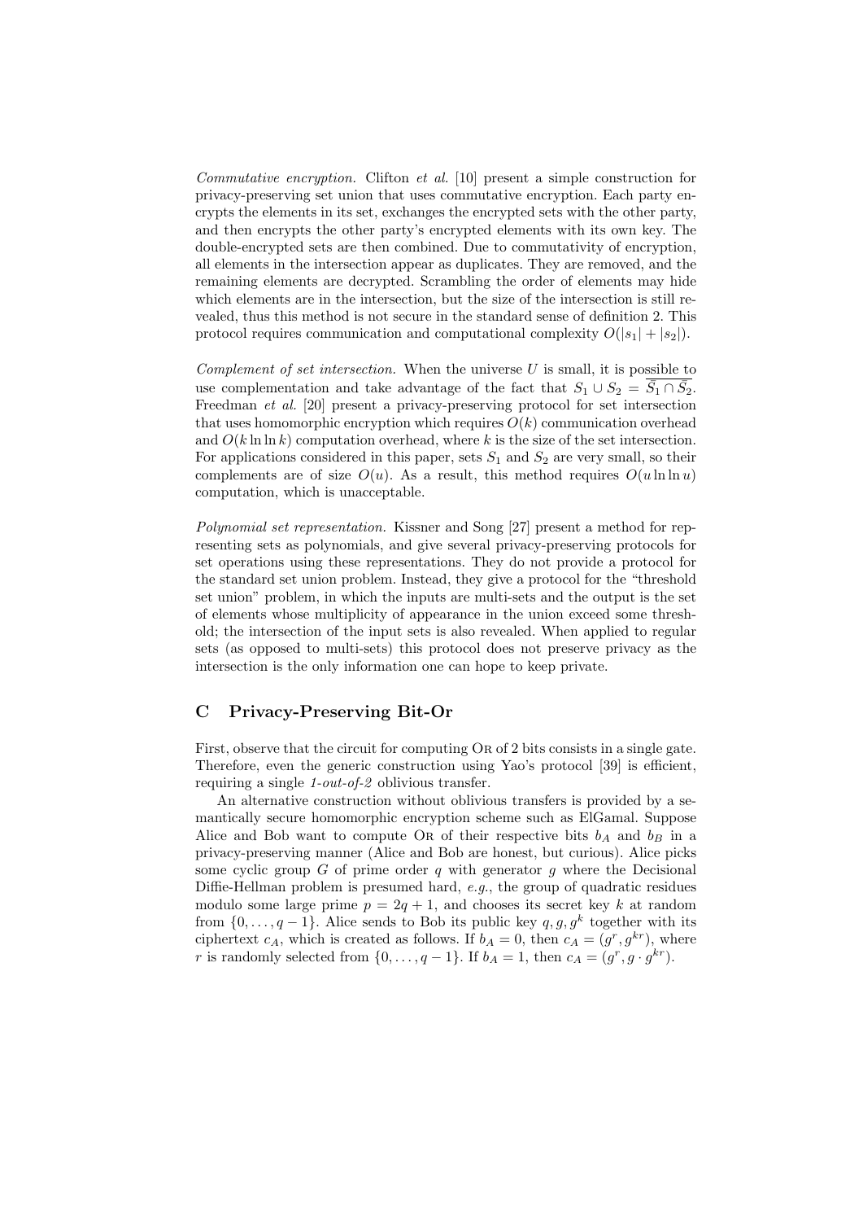*Commutative encryption.* Clifton *et al.* [10] present a simple construction for privacy-preserving set union that uses commutative encryption. Each party encrypts the elements in its set, exchanges the encrypted sets with the other party, and then encrypts the other party's encrypted elements with its own key. The double-encrypted sets are then combined. Due to commutativity of encryption, all elements in the intersection appear as duplicates. They are removed, and the remaining elements are decrypted. Scrambling the order of elements may hide which elements are in the intersection, but the size of the intersection is still revealed, thus this method is not secure in the standard sense of definition 2. This protocol requires communication and computational complexity $O(|s_1| + |s_2|)$.

*Complement of set intersection.* When the universe $U$ is small, it is possible to use complementation and take advantage of the fact that $S_1 \cup S_2 = \overline{\bar{S_1} \cap \bar{S_2}}$. Freedman *et al.* [20] present a privacy-preserving protocol for set intersection that uses homomorphic encryption which requires $O(k)$ communication overhead and $O(k \ln \ln k)$ computation overhead, where $k$ is the size of the set intersection. For applications considered in this paper, sets $S_1$ and $S_2$ are very small, so their complements are of size $O(u)$. As a result, this method requires $O(u \ln \ln u)$ computation, which is unacceptable.

*Polynomial set representation.* Kissner and Song [27] present a method for representing sets as polynomials, and give several privacy-preserving protocols for set operations using these representations. They do not provide a protocol for the standard set union problem. Instead, they give a protocol for the "threshold set union" problem, in which the inputs are multi-sets and the output is the set of elements whose multiplicity of appearance in the union exceed some threshold; the intersection of the input sets is also revealed. When applied to regular sets (as opposed to multi-sets) this protocol does not preserve privacy as the intersection is the only information one can hope to keep private.

## C Privacy-Preserving Bit-Or

First, observe that the circuit for computing Or of 2 bits consists in a single gate. Therefore, even the generic construction using Yao's protocol [39] is efficient, requiring a single *1-out-of-2* oblivious transfer.

An alternative construction without oblivious transfers is provided by a semantically secure homomorphic encryption scheme such as ElGamal. Suppose Alice and Bob want to compute Or of their respective bits $b_A$ and $b_B$ in a privacy-preserving manner (Alice and Bob are honest, but curious). Alice picks some cyclic group $G$ of prime order $q$ with generator $g$ where the Decisional Diffie-Hellman problem is presumed hard, *e.g.*, the group of quadratic residues modulo some large prime $p = 2q + 1$, and chooses its secret key $k$ at random from $\{0, \ldots, q-1\}$. Alice sends to Bob its public key $q, g, g^k$ together with its ciphertext $c_A$, which is created as follows. If $b_A = 0$, then $c_A = (g^r, g^{kr})$, where $r$ is randomly selected from $\{0, \ldots, q-1\}$. If $b_A = 1$, then $c_A = (g^r, g \cdot g^{kr})$.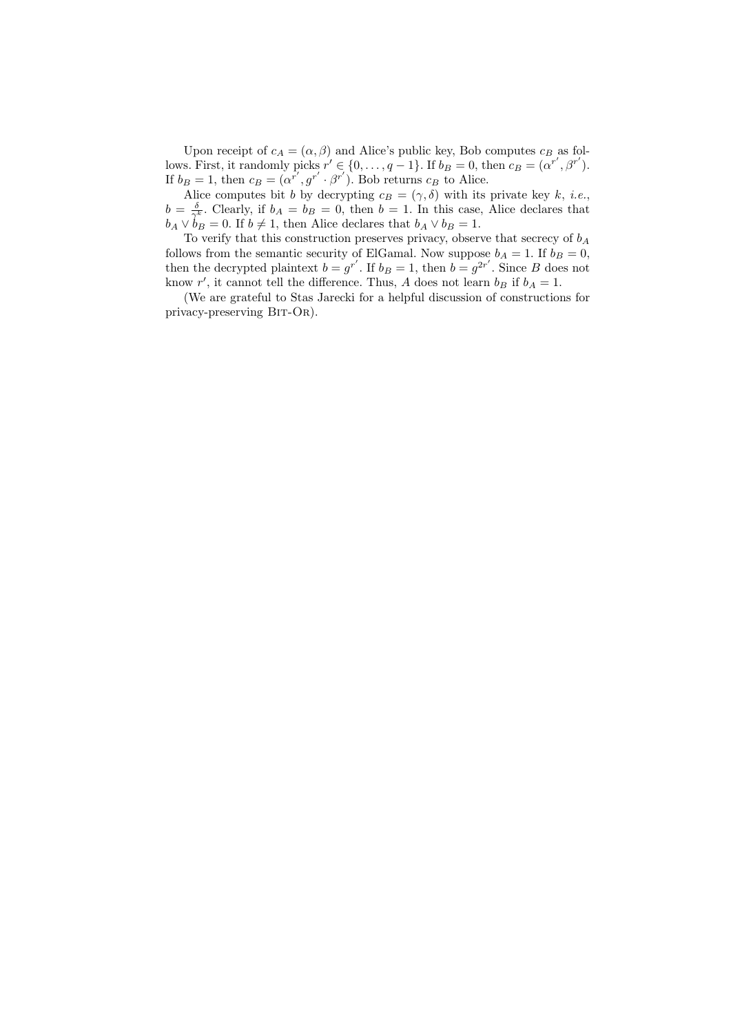Upon receipt of $c_A = (\alpha, \beta)$ and Alice's public key, Bob computes $c_B$ as follows. First, it randomly picks $r' \in \{0, \ldots, q-1\}$. If $b_B = 0$, then $c_B = (\alpha^{r'}, \beta^{r'})$. If $b_B = 1$, then $c_B = (\alpha^{r'}, g^{r'} \cdot \beta^{r'})$. Bob returns $c_B$ to Alice.

Alice computes bit $b$ by decrypting $c_B = (\gamma, \delta)$ with its private key $k$, *i.e.*, $b = \frac{\delta}{\gamma^k}$. Clearly, if $b_A = b_B = 0$, then $b = 1$. In this case, Alice declares that $b_A \vee b_B = 0$. If $b \neq 1$, then Alice declares that $b_A \vee b_B = 1$.

To verify that this construction preserves privacy, observe that secrecy of $b_A$ follows from the semantic security of ElGamal. Now suppose $b_A = 1$. If $b_B = 0$, then the decrypted plaintext $b = g^{r'}$. If $b_B = 1$, then $b = g^{2r'}$. Since $B$ does not know $r'$, it cannot tell the difference. Thus, $A$ does not learn $b_B$ if $b_A = 1$.

(We are grateful to Stas Jarecki for a helpful discussion of constructions for privacy-preserving Bit-Or).